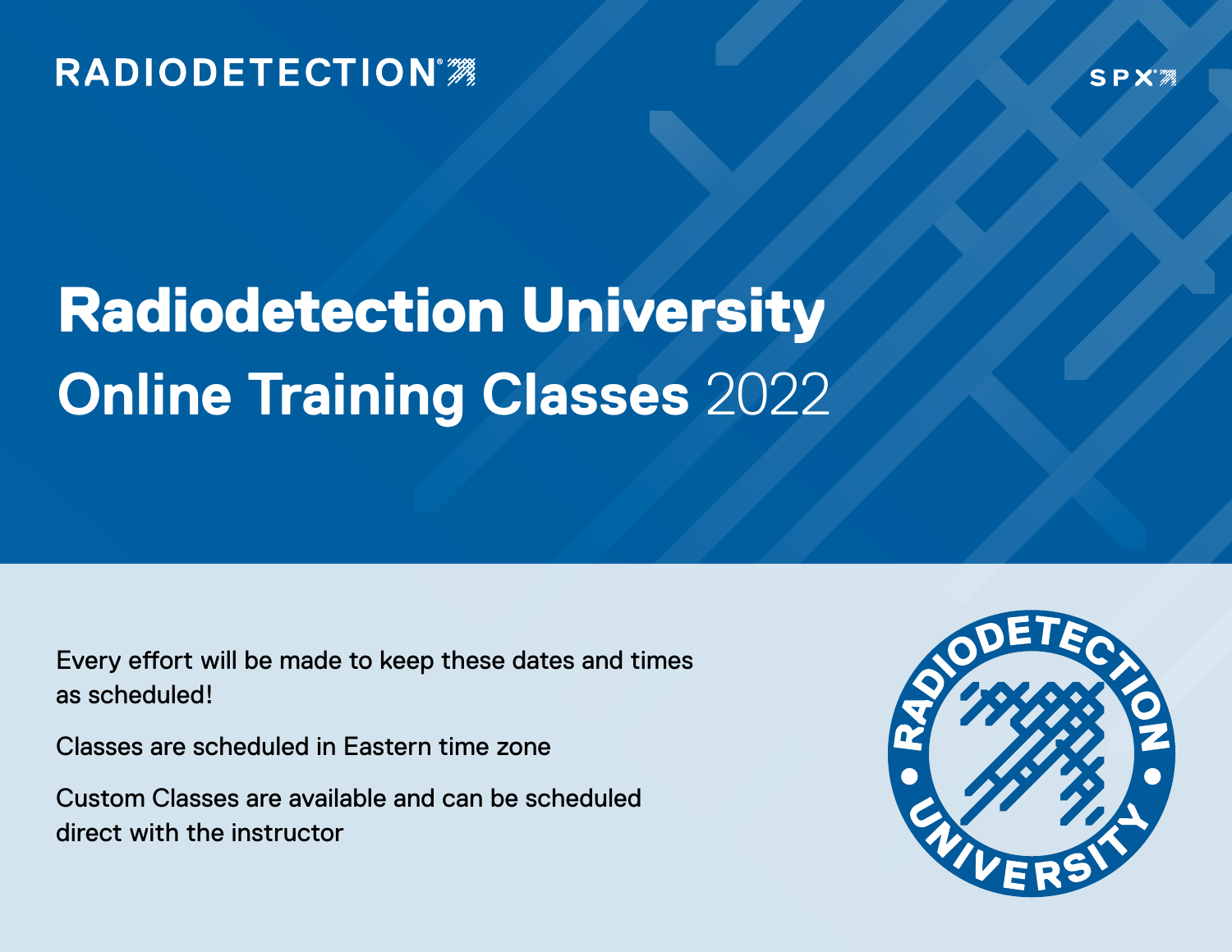RADIODETECTION

SPX

# Radiodetection University

## Online Training Classes 2022

Every effort will be made to keep these dates and times as scheduled!

Classes are scheduled in Eastern time zone

Custom Classes are available and can be scheduled direct with the instructor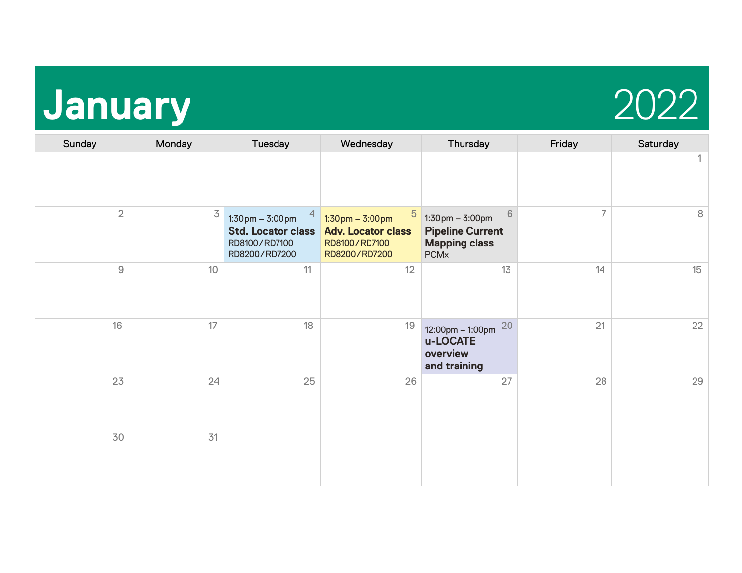# January 2022

| Sunday | Monday | Tuesday | Wednesday | Thursday | Friday | Saturday |
|---|---|---|---|---|---|---|
| | | | | | | 1 |
| 2 | 3 | 4<br>1:30pm – 3:00pm<br>**Std. Locator class**<br>RD8100/RD7100<br>RD8200/RD7200 | 5<br>1:30pm – 3:00pm<br>**Adv. Locator class**<br>RD8100/RD7100<br>RD8200/RD7200 | 6<br>1:30pm – 3:00pm<br>**Pipeline Current Mapping class**<br>PCMx | 7 | 8 |
| 9 | 10 | 11 | 12 | 13 | 14 | 15 |
| 16 | 17 | 18 | 19 | 20<br>12:00pm – 1:00pm<br>**u-LOCATE overview and training** | 21 | 22 |
| 23 | 24 | 25 | 26 | 27 | 28 | 29 |
| 30 | 31 | | | | | |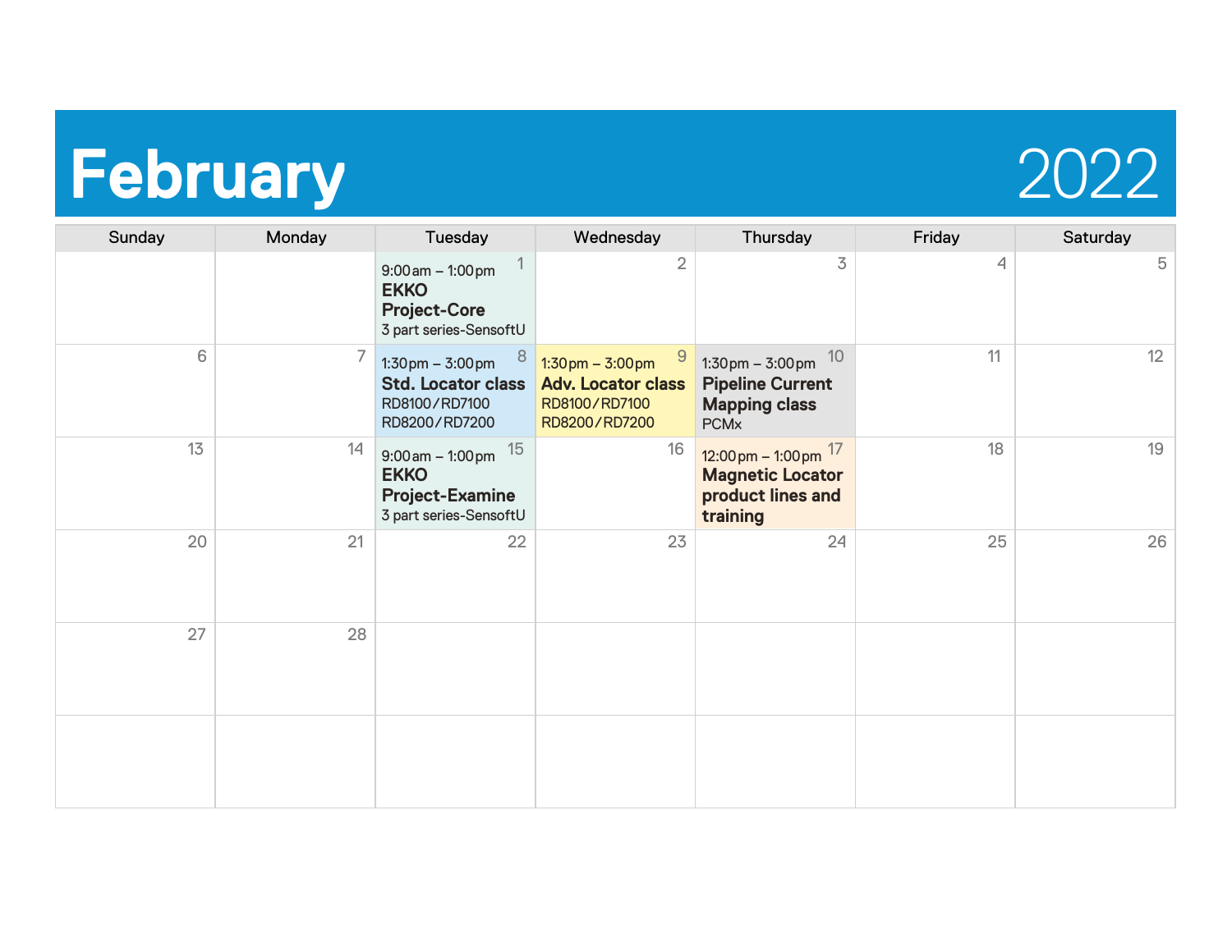# February 2022

| Sunday | Monday | Tuesday | Wednesday | Thursday | Friday | Saturday |
|---|---|---|---|---|---|---|
| | | 1<br>9:00 am – 1:00 pm<br>**EKKO Project-Core**<br>3 part series-SensoftU | 2 | 3 | 4 | 5 |
| 6 | 7 | 8<br>1:30 pm – 3:00 pm<br>**Std. Locator class**<br>RD8100/RD7100<br>RD8200/RD7200 | 9<br>1:30 pm – 3:00 pm<br>**Adv. Locator class**<br>RD8100/RD7100<br>RD8200/RD7200 | 10<br>1:30 pm – 3:00 pm<br>**Pipeline Current Mapping class**<br>PCMx | 11 | 12 |
| 13 | 14 | 15<br>9:00 am – 1:00 pm<br>**EKKO Project-Examine**<br>3 part series-SensoftU | 16 | 17<br>12:00 pm – 1:00 pm<br>**Magnetic Locator product lines and training** | 18 | 19 |
| 20 | 21 | 22 | 23 | 24 | 25 | 26 |
| 27 | 28 | | | | | |
| | | | | | | |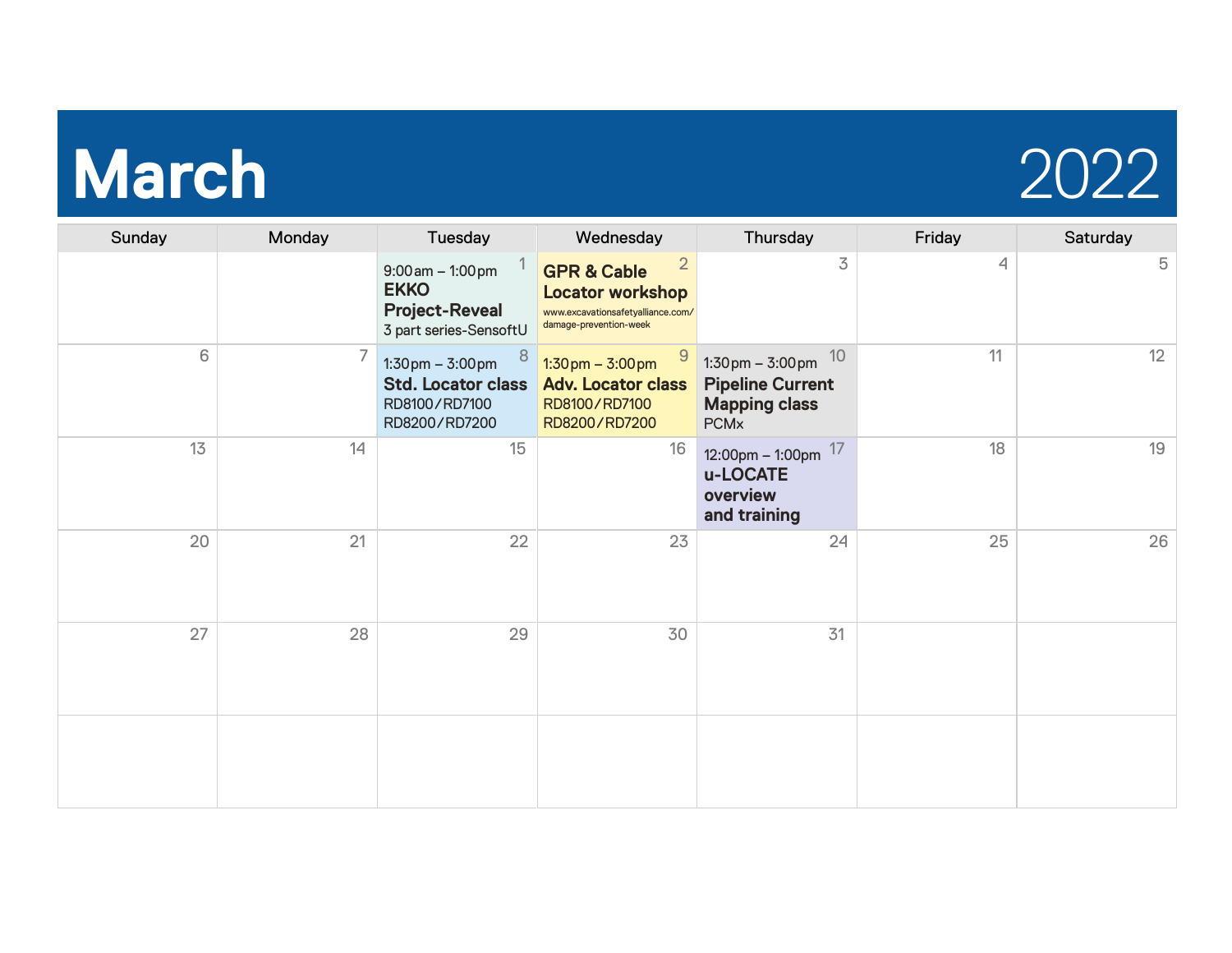# March 2022

| Sunday | Monday | Tuesday | Wednesday | Thursday | Friday | Saturday |
|---|---|---|---|---|---|---|
| | | 1<br>9:00am – 1:00pm<br>**EKKO Project-Reveal**<br>3 part series-SensoftU | 2<br>**GPR & Cable Locator workshop**<br>www.excavationsafetyalliance.com/damage-prevention-week | 3 | 4 | 5 |
| 6 | 7 | 8<br>1:30pm – 3:00pm<br>**Std. Locator class**<br>RD8100/RD7100<br>RD8200/RD7200 | 9<br>1:30pm – 3:00pm<br>**Adv. Locator class**<br>RD8100/RD7100<br>RD8200/RD7200 | 10<br>1:30pm – 3:00pm<br>**Pipeline Current Mapping class**<br>PCMx | 11 | 12 |
| 13 | 14 | 15 | 16 | 17<br>12:00pm – 1:00pm<br>**u-LOCATE overview and training** | 18 | 19 |
| 20 | 21 | 22 | 23 | 24 | 25 | 26 |
| 27 | 28 | 29 | 30 | 31 | | |
| | | | | | | |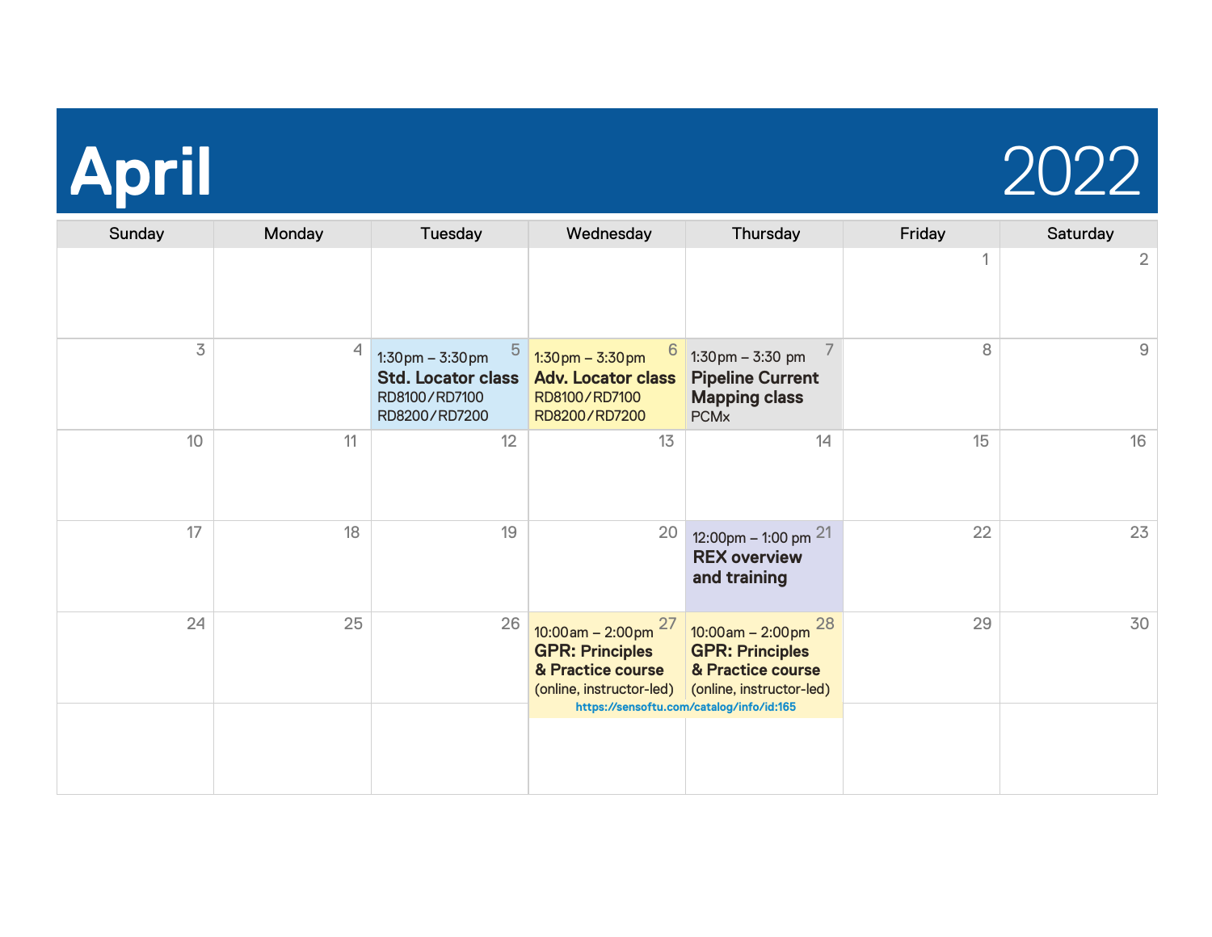# April 2022

| Sunday | Monday | Tuesday | Wednesday | Thursday | Friday | Saturday |
|---|---|---|---|---|---|---|
| | | | | | 1 | 2 |
| 3 | 4 | 5<br>1:30pm – 3:30pm<br>**Std. Locator class**<br>RD8100/RD7100<br>RD8200/RD7200 | 6<br>1:30pm – 3:30pm<br>**Adv. Locator class**<br>RD8100/RD7100<br>RD8200/RD7200 | 7<br>1:30pm – 3:30 pm<br>**Pipeline Current Mapping class**<br>PCMx | 8 | 9 |
| 10 | 11 | 12 | 13 | 14 | 15 | 16 |
| 17 | 18 | 19 | 20 | 21<br>12:00pm – 1:00 pm<br>**REX overview and training** | 22 | 23 |
| 24 | 25 | 26 | 27<br>10:00am – 2:00pm<br>**GPR: Principles & Practice course**<br>(online, instructor-led)<br>https://sensoftu.com/catalog/info/id:165 | 28<br>10:00am – 2:00pm<br>**GPR: Principles & Practice course**<br>(online, instructor-led) | 29 | 30 |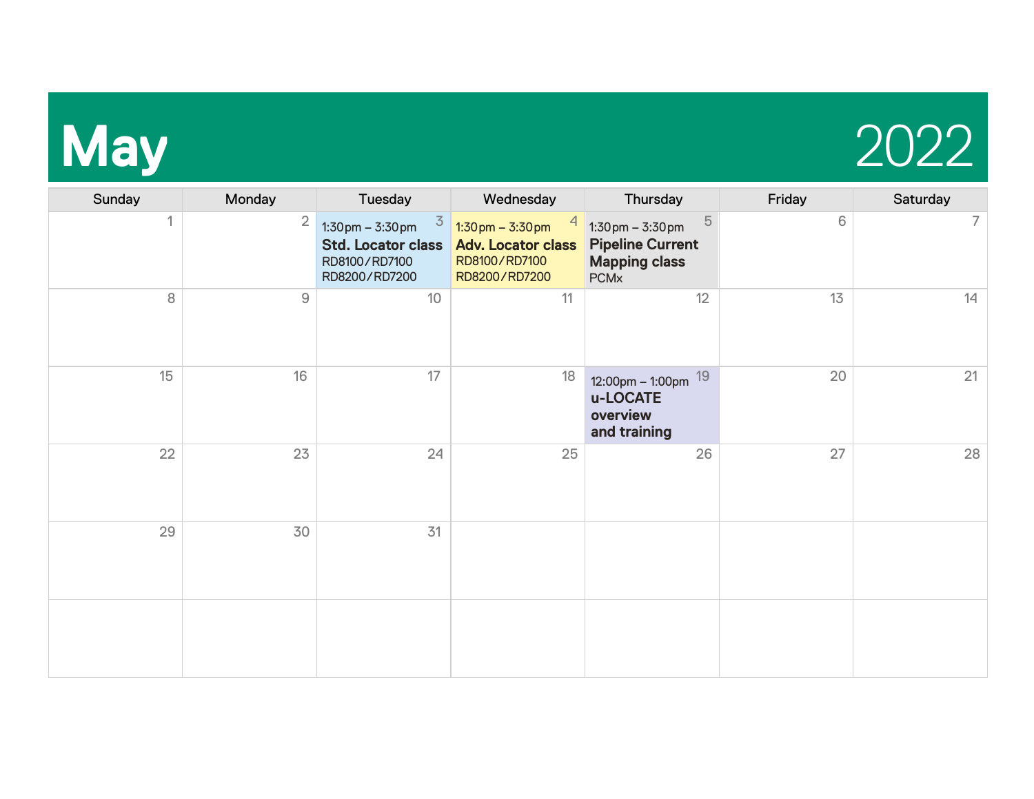# May 2022

| Sunday | Monday | Tuesday | Wednesday | Thursday | Friday | Saturday |
|---|---|---|---|---|---|---|
| 1 | 2 | 3<br>1:30pm – 3:30pm<br>**Std. Locator class**<br>RD8100/RD7100<br>RD8200/RD7200 | 4<br>1:30pm – 3:30pm<br>**Adv. Locator class**<br>RD8100/RD7100<br>RD8200/RD7200 | 5<br>1:30pm – 3:30pm<br>**Pipeline Current Mapping class**<br>PCMx | 6 | 7 |
| 8 | 9 | 10 | 11 | 12 | 13 | 14 |
| 15 | 16 | 17 | 18 | 19<br>12:00pm – 1:00pm<br>**u-LOCATE overview and training** | 20 | 21 |
| 22 | 23 | 24 | 25 | 26 | 27 | 28 |
| 29 | 30 | 31 | | | | |
| | | | | | | |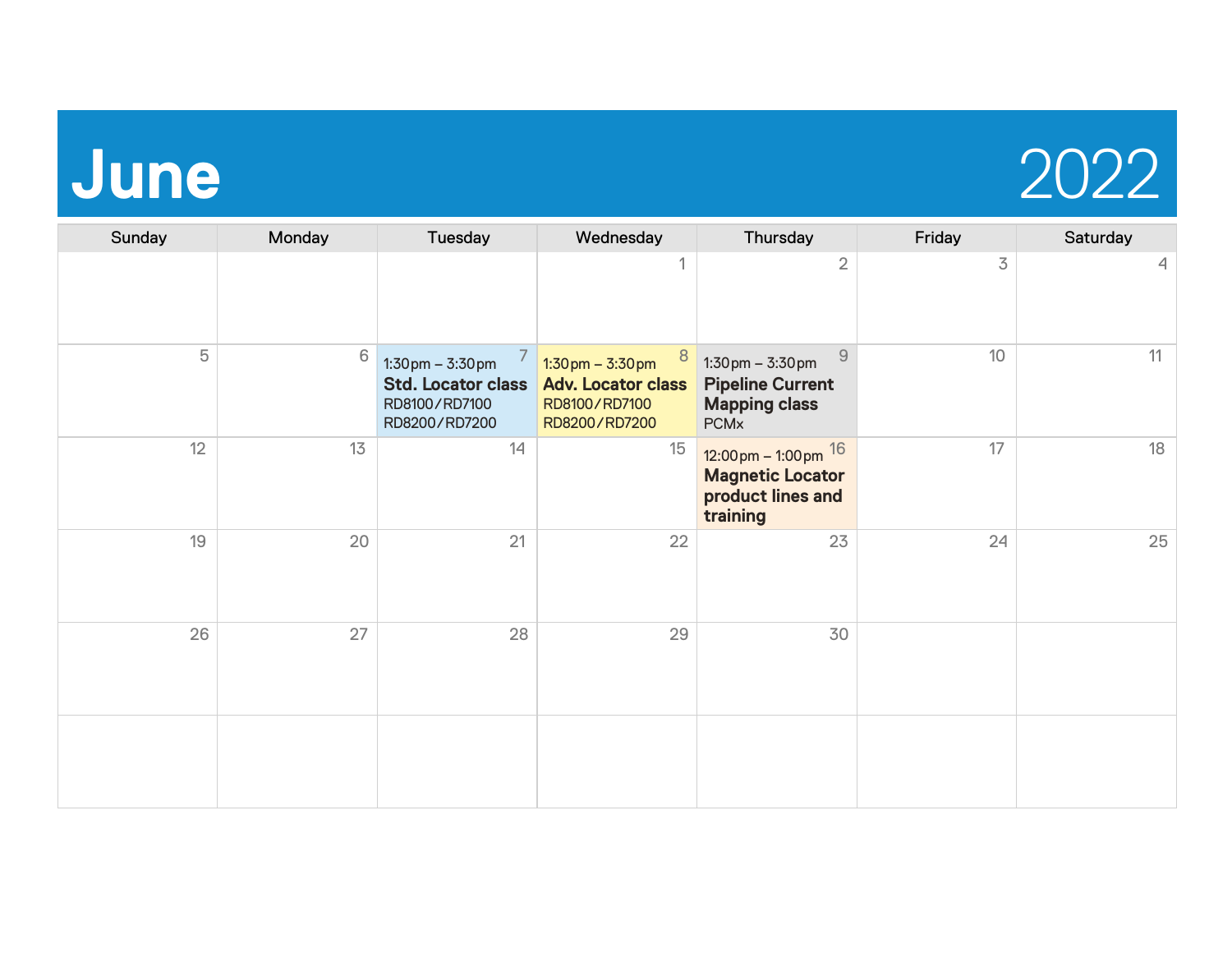# June 2022

| Sunday | Monday | Tuesday | Wednesday | Thursday | Friday | Saturday |
|---|---|---|---|---|---|---|
| | | | 1 | 2 | 3 | 4 |
| 5 | 6 | 7 1:30pm – 3:30pm **Std. Locator class** RD8100/RD7100 RD8200/RD7200 | 8 1:30pm – 3:30pm **Adv. Locator class** RD8100/RD7100 RD8200/RD7200 | 9 1:30pm – 3:30pm **Pipeline Current Mapping class** PCMx | 10 | 11 |
| 12 | 13 | 14 | 15 | 16 12:00pm – 1:00pm **Magnetic Locator product lines and training** | 17 | 18 |
| 19 | 20 | 21 | 22 | 23 | 24 | 25 |
| 26 | 27 | 28 | 29 | 30 | | |
| | | | | | | |